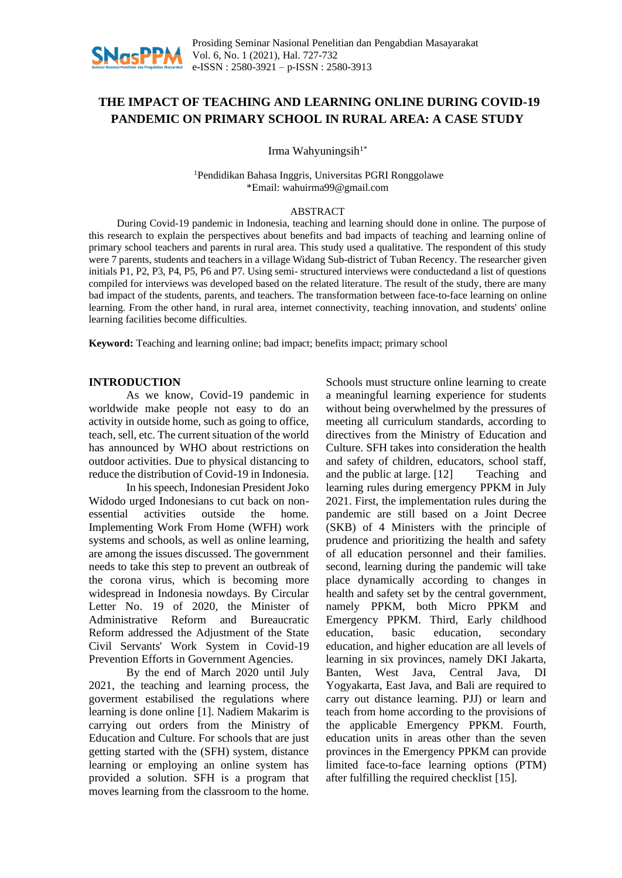# THE IMPACT OF TEACHING AND LEARNING ONLINE DURING COVID-19 PANDEMIC ON PRIMARY SCHOOL IN RURAL AREA: A CASE STUDY

Irma Wahyuningsih[1*]

[1]Pendidikan Bahasa Inggris, Universitas PGRI Ronggolawe
*Email: wahuirma99@gmail.com

## ABSTRACT

During Covid-19 pandemic in Indonesia, teaching and learning should done in online. The purpose of this research to explain the perspectives about benefits and bad impacts of teaching and learning online of primary school teachers and parents in rural area. This study used a qualitative. The respondent of this study were 7 parents, students and teachers in a village Widang Sub-district of Tuban Recency. The researcher given initials P1, P2, P3, P4, P5, P6 and P7. Using semi- structured interviews were conductedand a list of questions compiled for interviews was developed based on the related literature. The result of the study, there are many bad impact of the students, parents, and teachers. The transformation between face-to-face learning on online learning. From the other hand, in rural area, internet connectivity, teaching innovation, and students' online learning facilities become difficulties.

**Keyword:** Teaching and learning online; bad impact; benefits impact; primary school

## INTRODUCTION

As we know, Covid-19 pandemic in worldwide make people not easy to do an activity in outside home, such as going to office, teach, sell, etc. The current situation of the world has announced by WHO about restrictions on outdoor activities. Due to physical distancing to reduce the distribution of Covid-19 in Indonesia.

In his speech, Indonesian President Joko Widodo urged Indonesians to cut back on non-essential activities outside the home. Implementing Work From Home (WFH) work systems and schools, as well as online learning, are among the issues discussed. The government needs to take this step to prevent an outbreak of the corona virus, which is becoming more widespread in Indonesia nowdays. By Circular Letter No. 19 of 2020, the Minister of Administrative Reform and Bureaucratic Reform addressed the Adjustment of the State Civil Servants' Work System in Covid-19 Prevention Efforts in Government Agencies.

By the end of March 2020 until July 2021, the teaching and learning process, the goverment estabilised the regulations where learning is done online [1]. Nadiem Makarim is carrying out orders from the Ministry of Education and Culture. For schools that are just getting started with the (SFH) system, distance learning or employing an online system has provided a solution. SFH is a program that moves learning from the classroom to the home. Schools must structure online learning to create a meaningful learning experience for students without being overwhelmed by the pressures of meeting all curriculum standards, according to directives from the Ministry of Education and Culture. SFH takes into consideration the health and safety of children, educators, school staff, and the public at large. [12] Teaching and learning rules during emergency PPKM in July 2021. First, the implementation rules during the pandemic are still based on a Joint Decree (SKB) of 4 Ministers with the principle of prudence and prioritizing the health and safety of all education personnel and their families. second, learning during the pandemic will take place dynamically according to changes in health and safety set by the central government, namely PPKM, both Micro PPKM and Emergency PPKM. Third, Early childhood education, basic education, secondary education, and higher education are all levels of learning in six provinces, namely DKI Jakarta, Banten, West Java, Central Java, DI Yogyakarta, East Java, and Bali are required to carry out distance learning. PJJ) or learn and teach from home according to the provisions of the applicable Emergency PPKM. Fourth, education units in areas other than the seven provinces in the Emergency PPKM can provide limited face-to-face learning options (PTM) after fulfilling the required checklist [15].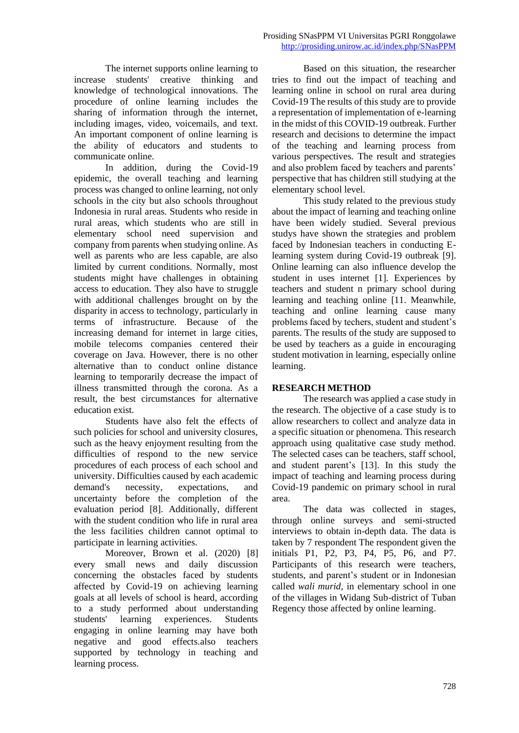The internet supports online learning to increase students' creative thinking and knowledge of technological innovations. The procedure of online learning includes the sharing of information through the internet, including images, video, voicemails, and text. An important component of online learning is the ability of educators and students to communicate online.

In addition, during the Covid-19 epidemic, the overall teaching and learning process was changed to online learning, not only schools in the city but also schools throughout Indonesia in rural areas. Students who reside in rural areas, which students who are still in elementary school need supervision and company from parents when studying online. As well as parents who are less capable, are also limited by current conditions. Normally, most students might have challenges in obtaining access to education. They also have to struggle with additional challenges brought on by the disparity in access to technology, particularly in terms of infrastructure. Because of the increasing demand for internet in large cities, mobile telecoms companies centered their coverage on Java. However, there is no other alternative than to conduct online distance learning to temporarily decrease the impact of illness transmitted through the corona. As a result, the best circumstances for alternative education exist.

Students have also felt the effects of such policies for school and university closures, such as the heavy enjoyment resulting from the difficulties of respond to the new service procedures of each process of each school and university. Difficulties caused by each academic demand's necessity, expectations, and uncertainty before the completion of the evaluation period [8]. Additionally, different with the student condition who life in rural area the less facilities children cannot optimal to participate in learning activities.

Moreover, Brown et al. (2020) [8] every small news and daily discussion concerning the obstacles faced by students affected by Covid-19 on achieving learning goals at all levels of school is heard, according to a study performed about understanding students' learning experiences. Students engaging in online learning may have both negative and good effects.also teachers supported by technology in teaching and learning process.

Based on this situation, the researcher tries to find out the impact of teaching and learning online in school on rural area during Covid-19 The results of this study are to provide a representation of implementation of e-learning in the midst of this COVID-19 outbreak. Further research and decisions to determine the impact of the teaching and learning process from various perspectives. The result and strategies and also problem faced by teachers and parents' perspective that has children still studying at the elementary school level.

This study related to the previous study about the impact of learning and teaching online have been widely studied. Several previous studys have shown the strategies and problem faced by Indonesian teachers in conducting E-learning system during Covid-19 outbreak [9]. Online learning can also influence develop the student in uses internet [1]. Experiences by teachers and student n primary school during learning and teaching online [11. Meanwhile, teaching and online learning cause many problems faced by techers, student and student's parents. The results of the study are supposed to be used by teachers as a guide in encouraging student motivation in learning, especially online learning.

## RESEARCH METHOD

The research was applied a case study in the research. The objective of a case study is to allow researchers to collect and analyze data in a specific situation or phenomena. This research approach using qualitative case study method. The selected cases can be teachers, staff school, and student parent's [13]. In this study the impact of teaching and learning process during Covid-19 pandemic on primary school in rural area.

The data was collected in stages, through online surveys and semi-structed interviews to obtain in-depth data. The data is taken by 7 respondent The respondent given the initials P1, P2, P3, P4, P5, P6, and P7. Participants of this research were teachers, students, and parent's student or in Indonesian called *wali murid*, in elementary school in one of the villages in Widang Sub-district of Tuban Regency those affected by online learning.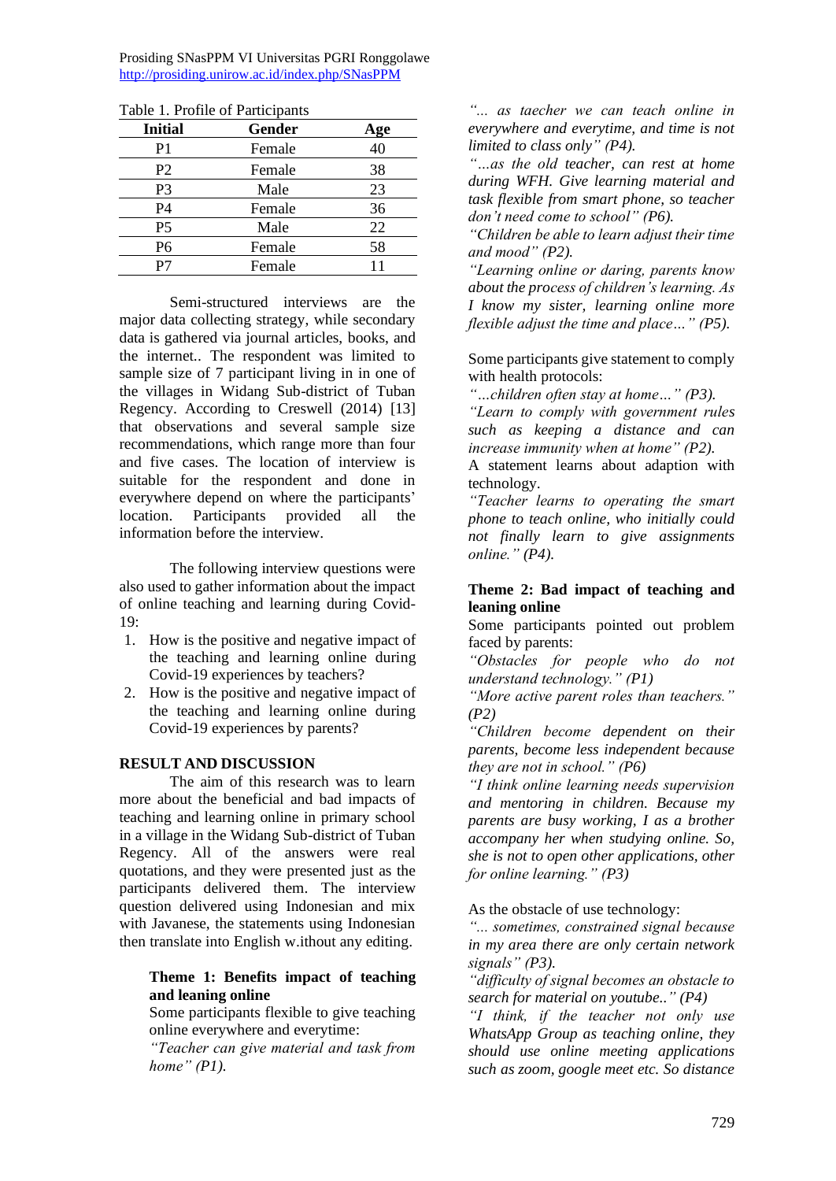Table 1. Profile of Participants

| Initial | Gender | Age |
|---|---|---|
| P1 | Female | 40 |
| P2 | Female | 38 |
| P3 | Male | 23 |
| P4 | Female | 36 |
| P5 | Male | 22 |
| P6 | Female | 58 |
| P7 | Female | 11 |

Semi-structured interviews are the major data collecting strategy, while secondary data is gathered via journal articles, books, and the internet.. The respondent was limited to sample size of 7 participant living in in one of the villages in Widang Sub-district of Tuban Regency. According to Creswell (2014) [13] that observations and several sample size recommendations, which range more than four and five cases. The location of interview is suitable for the respondent and done in everywhere depend on where the participants' location. Participants provided all the information before the interview.

The following interview questions were also used to gather information about the impact of online teaching and learning during Covid-19:

1. How is the positive and negative impact of the teaching and learning online during Covid-19 experiences by teachers?
2. How is the positive and negative impact of the teaching and learning online during Covid-19 experiences by parents?

## RESULT AND DISCUSSION

The aim of this research was to learn more about the beneficial and bad impacts of teaching and learning online in primary school in a village in the Widang Sub-district of Tuban Regency. All of the answers were real quotations, and they were presented just as the participants delivered them. The interview question delivered using Indonesian and mix with Javanese, the statements using Indonesian then translate into English w.ithout any editing.

**Theme 1: Benefits impact of teaching and leaning online**

Some participants flexible to give teaching online everywhere and everytime:

*"Teacher can give material and task from home" (P1).*

*"... as taecher we can teach online in everywhere and everytime, and time is not limited to class only" (P4).*

*"...as the old teacher, can rest at home during WFH. Give learning material and task flexible from smart phone, so teacher don't need come to school" (P6).*

*"Children be able to learn adjust their time and mood" (P2).*

*"Learning online or daring, parents know about the process of children's learning. As I know my sister, learning online more flexible adjust the time and place..." (P5).*

Some participants give statement to comply with health protocols:

*"...children often stay at home..." (P3).*

*"Learn to comply with government rules such as keeping a distance and can increase immunity when at home" (P2).*

A statement learns about adaption with technology.

*"Teacher learns to operating the smart phone to teach online, who initially could not finally learn to give assignments online." (P4).*

**Theme 2: Bad impact of teaching and leaning online**

Some participants pointed out problem faced by parents:

*"Obstacles for people who do not understand technology." (P1)*

*"More active parent roles than teachers." (P2)*

*"Children become dependent on their parents, become less independent because they are not in school." (P6)*

*"I think online learning needs supervision and mentoring in children. Because my parents are busy working, I as a brother accompany her when studying online. So, she is not to open other applications, other for online learning." (P3)*

As the obstacle of use technology:

*"... sometimes, constrained signal because in my area there are only certain network signals" (P3).*

*"difficulty of signal becomes an obstacle to search for material on youtube.." (P4)*

*"I think, if the teacher not only use WhatsApp Group as teaching online, they should use online meeting applications such as zoom, google meet etc. So distance*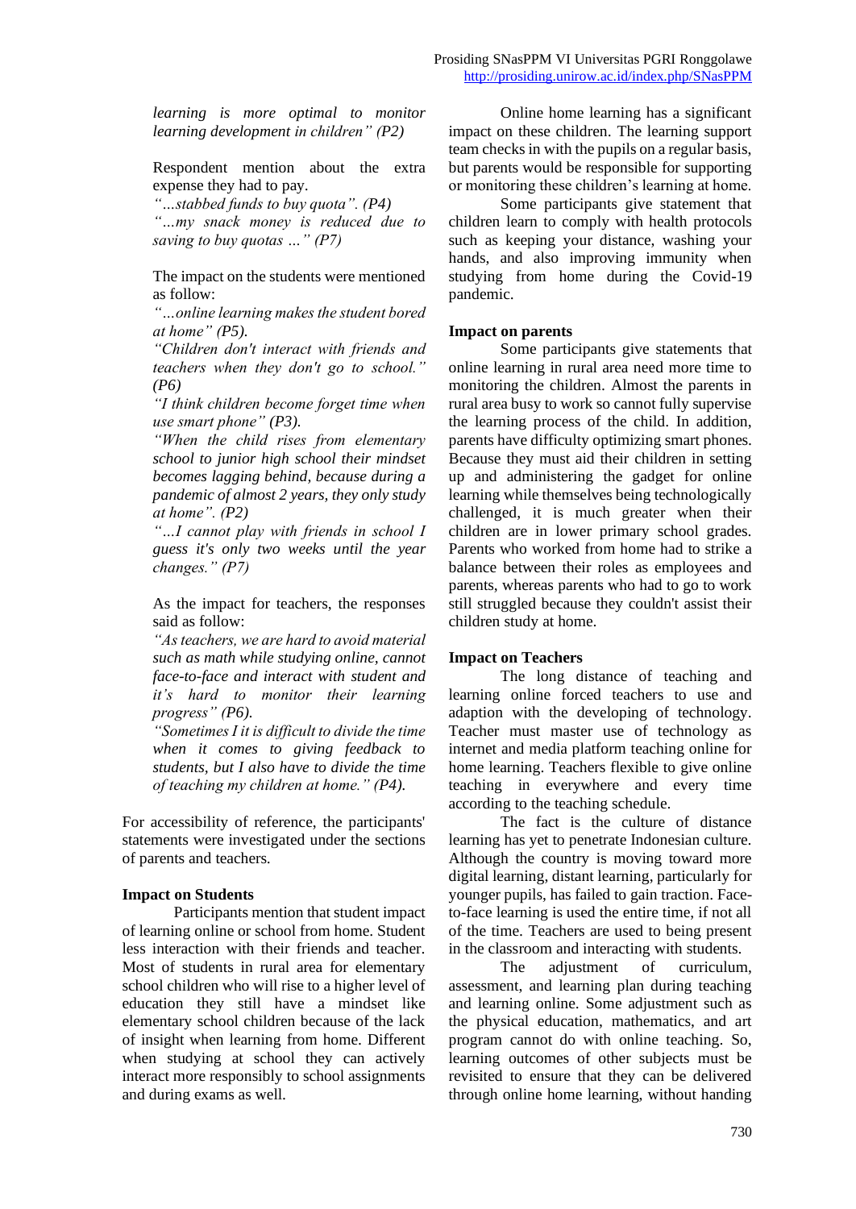*learning is more optimal to monitor learning development in children" (P2)*

Respondent mention about the extra expense they had to pay.

*"...stabbed funds to buy quota". (P4)*

*"...my snack money is reduced due to saving to buy quotas ..." (P7)*

The impact on the students were mentioned as follow:

*"...online learning makes the student bored at home" (P5).*

*"Children don't interact with friends and teachers when they don't go to school." (P6)*

*"I think children become forget time when use smart phone" (P3).*

*"When the child rises from elementary school to junior high school their mindset becomes lagging behind, because during a pandemic of almost 2 years, they only study at home". (P2)*

*"...I cannot play with friends in school I guess it's only two weeks until the year changes." (P7)*

As the impact for teachers, the responses said as follow:

*"As teachers, we are hard to avoid material such as math while studying online, cannot face-to-face and interact with student and it's hard to monitor their learning progress" (P6).*

*"Sometimes I it is difficult to divide the time when it comes to giving feedback to students, but I also have to divide the time of teaching my children at home." (P4).*

For accessibility of reference, the participants' statements were investigated under the sections of parents and teachers.

**Impact on Students**

Participants mention that student impact of learning online or school from home. Student less interaction with their friends and teacher. Most of students in rural area for elementary school children who will rise to a higher level of education they still have a mindset like elementary school children because of the lack of insight when learning from home. Different when studying at school they can actively interact more responsibly to school assignments and during exams as well.

Online home learning has a significant impact on these children. The learning support team checks in with the pupils on a regular basis, but parents would be responsible for supporting or monitoring these children's learning at home.

Some participants give statement that children learn to comply with health protocols such as keeping your distance, washing your hands, and also improving immunity when studying from home during the Covid-19 pandemic.

**Impact on parents**

Some participants give statements that online learning in rural area need more time to monitoring the children. Almost the parents in rural area busy to work so cannot fully supervise the learning process of the child. In addition, parents have difficulty optimizing smart phones. Because they must aid their children in setting up and administering the gadget for online learning while themselves being technologically challenged, it is much greater when their children are in lower primary school grades. Parents who worked from home had to strike a balance between their roles as employees and parents, whereas parents who had to go to work still struggled because they couldn't assist their children study at home.

**Impact on Teachers**

The long distance of teaching and learning online forced teachers to use and adaption with the developing of technology. Teacher must master use of technology as internet and media platform teaching online for home learning. Teachers flexible to give online teaching in everywhere and every time according to the teaching schedule.

The fact is the culture of distance learning has yet to penetrate Indonesian culture. Although the country is moving toward more digital learning, distant learning, particularly for younger pupils, has failed to gain traction. Face-to-face learning is used the entire time, if not all of the time. Teachers are used to being present in the classroom and interacting with students.

The adjustment of curriculum, assessment, and learning plan during teaching and learning online. Some adjustment such as the physical education, mathematics, and art program cannot do with online teaching. So, learning outcomes of other subjects must be revisited to ensure that they can be delivered through online home learning, without handing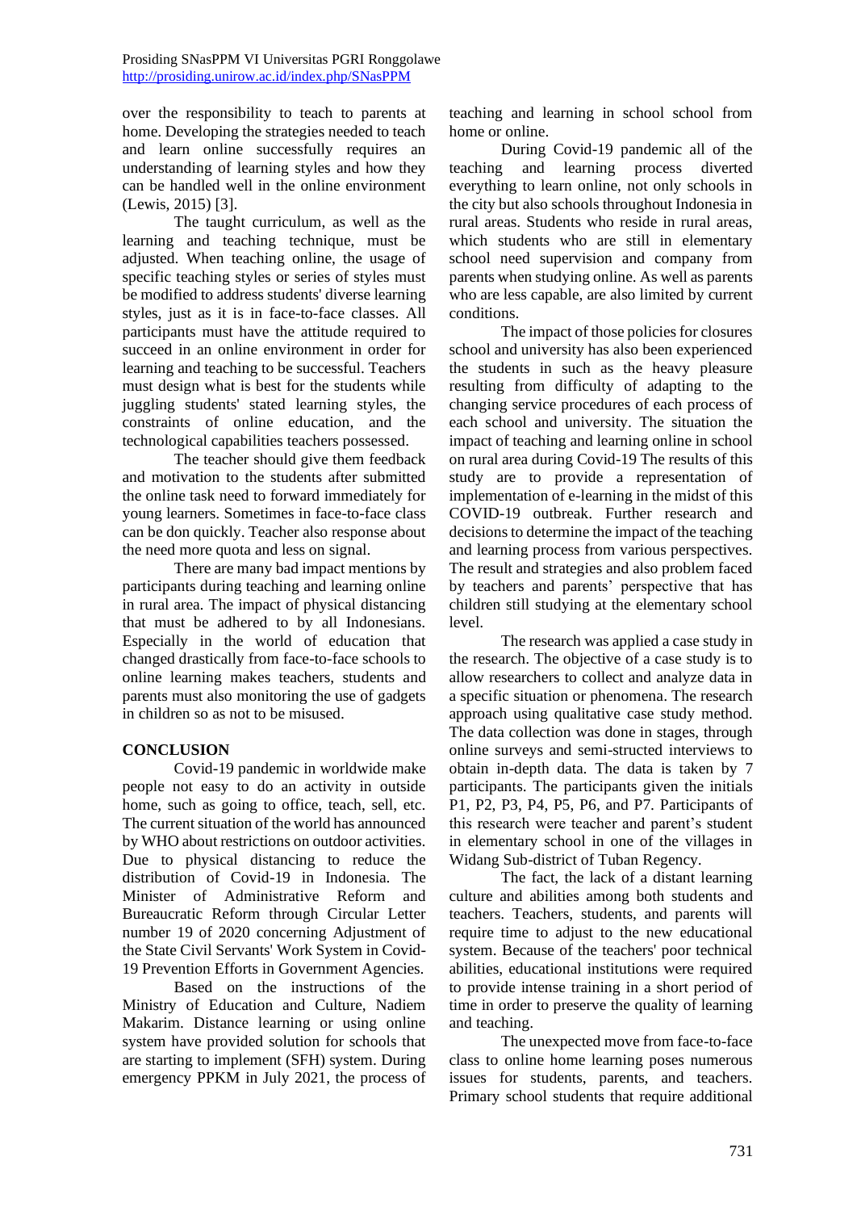over the responsibility to teach to parents at home. Developing the strategies needed to teach and learn online successfully requires an understanding of learning styles and how they can be handled well in the online environment (Lewis, 2015) [3].

The taught curriculum, as well as the learning and teaching technique, must be adjusted. When teaching online, the usage of specific teaching styles or series of styles must be modified to address students' diverse learning styles, just as it is in face-to-face classes. All participants must have the attitude required to succeed in an online environment in order for learning and teaching to be successful. Teachers must design what is best for the students while juggling students' stated learning styles, the constraints of online education, and the technological capabilities teachers possessed.

The teacher should give them feedback and motivation to the students after submitted the online task need to forward immediately for young learners. Sometimes in face-to-face class can be don quickly. Teacher also response about the need more quota and less on signal.

There are many bad impact mentions by participants during teaching and learning online in rural area. The impact of physical distancing that must be adhered to by all Indonesians. Especially in the world of education that changed drastically from face-to-face schools to online learning makes teachers, students and parents must also monitoring the use of gadgets in children so as not to be misused.

## CONCLUSION

Covid-19 pandemic in worldwide make people not easy to do an activity in outside home, such as going to office, teach, sell, etc. The current situation of the world has announced by WHO about restrictions on outdoor activities. Due to physical distancing to reduce the distribution of Covid-19 in Indonesia. The Minister of Administrative Reform and Bureaucratic Reform through Circular Letter number 19 of 2020 concerning Adjustment of the State Civil Servants' Work System in Covid-19 Prevention Efforts in Government Agencies.

Based on the instructions of the Ministry of Education and Culture, Nadiem Makarim. Distance learning or using online system have provided solution for schools that are starting to implement (SFH) system. During emergency PPKM in July 2021, the process of teaching and learning in school school from home or online.

During Covid-19 pandemic all of the teaching and learning process diverted everything to learn online, not only schools in the city but also schools throughout Indonesia in rural areas. Students who reside in rural areas, which students who are still in elementary school need supervision and company from parents when studying online. As well as parents who are less capable, are also limited by current conditions.

The impact of those policies for closures school and university has also been experienced the students in such as the heavy pleasure resulting from difficulty of adapting to the changing service procedures of each process of each school and university. The situation the impact of teaching and learning online in school on rural area during Covid-19 The results of this study are to provide a representation of implementation of e-learning in the midst of this COVID-19 outbreak. Further research and decisions to determine the impact of the teaching and learning process from various perspectives. The result and strategies and also problem faced by teachers and parents' perspective that has children still studying at the elementary school level.

The research was applied a case study in the research. The objective of a case study is to allow researchers to collect and analyze data in a specific situation or phenomena. The research approach using qualitative case study method. The data collection was done in stages, through online surveys and semi-structed interviews to obtain in-depth data. The data is taken by 7 participants. The participants given the initials P1, P2, P3, P4, P5, P6, and P7. Participants of this research were teacher and parent's student in elementary school in one of the villages in Widang Sub-district of Tuban Regency.

The fact, the lack of a distant learning culture and abilities among both students and teachers. Teachers, students, and parents will require time to adjust to the new educational system. Because of the teachers' poor technical abilities, educational institutions were required to provide intense training in a short period of time in order to preserve the quality of learning and teaching.

The unexpected move from face-to-face class to online home learning poses numerous issues for students, parents, and teachers. Primary school students that require additional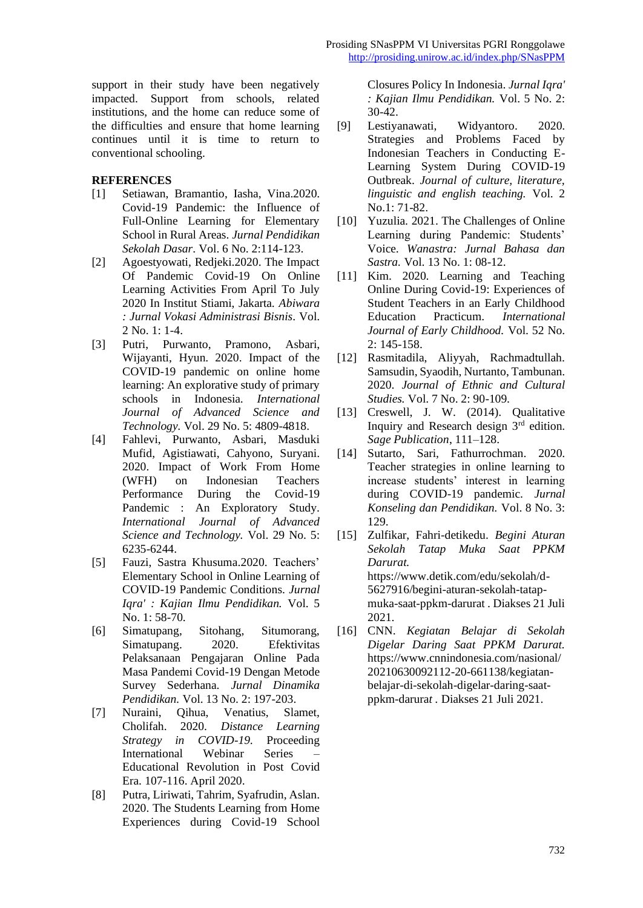support in their study have been negatively impacted. Support from schools, related institutions, and the home can reduce some of the difficulties and ensure that home learning continues until it is time to return to conventional schooling.

## REFERENCES

[1] Setiawan, Bramantio, Iasha, Vina.2020. Covid-19 Pandemic: the Influence of Full-Online Learning for Elementary School in Rural Areas. *Jurnal Pendidikan Sekolah Dasar*. Vol. 6 No. 2:114-123.

[2] Agoestyowati, Redjeki.2020. The Impact Of Pandemic Covid-19 On Online Learning Activities From April To July 2020 In Institut Stiami, Jakarta. *Abiwara : Jurnal Vokasi Administrasi Bisnis*. Vol. 2 No. 1: 1-4.

[3] Putri, Purwanto, Pramono, Asbari, Wijayanti, Hyun. 2020. Impact of the COVID-19 pandemic on online home learning: An explorative study of primary schools in Indonesia. *International Journal of Advanced Science and Technology.* Vol. 29 No. 5: 4809-4818.

[4] Fahlevi, Purwanto, Asbari, Masduki Mufid, Agistiawati, Cahyono, Suryani. 2020. Impact of Work From Home (WFH) on Indonesian Teachers Performance During the Covid-19 Pandemic : An Exploratory Study. *International Journal of Advanced Science and Technology.* Vol. 29 No. 5: 6235-6244.

[5] Fauzi, Sastra Khusuma.2020. Teachers' Elementary School in Online Learning of COVID-19 Pandemic Conditions. *Jurnal Iqra' : Kajian Ilmu Pendidikan.* Vol. 5 No. 1: 58-70.

[6] Simatupang, Sitohang, Situmorang, Simatupang. 2020. Efektivitas Pelaksanaan Pengajaran Online Pada Masa Pandemi Covid-19 Dengan Metode Survey Sederhana. *Jurnal Dinamika Pendidikan.* Vol. 13 No. 2: 197-203.

[7] Nuraini, Qihua, Venatius, Slamet, Cholifah. 2020. *Distance Learning Strategy in COVID-19.* Proceeding International Webinar Series – Educational Revolution in Post Covid Era. 107-116. April 2020.

[8] Putra, Liriwati, Tahrim, Syafrudin, Aslan. 2020. The Students Learning from Home Experiences during Covid-19 School Closures Policy In Indonesia. *Jurnal Iqra' : Kajian Ilmu Pendidikan.* Vol. 5 No. 2: 30-42.

[9] Lestiyanawati, Widyantoro. 2020. Strategies and Problems Faced by Indonesian Teachers in Conducting E-Learning System During COVID-19 Outbreak. *Journal of culture, literature, linguistic and english teaching.* Vol. 2 No.1: 71-82.

[10] Yuzulia. 2021. The Challenges of Online Learning during Pandemic: Students' Voice. *Wanastra: Jurnal Bahasa dan Sastra.* Vol. 13 No. 1: 08-12.

[11] Kim. 2020. Learning and Teaching Online During Covid-19: Experiences of Student Teachers in an Early Childhood Education Practicum. *International Journal of Early Childhood.* Vol. 52 No. 2: 145-158.

[12] Rasmitadila, Aliyyah, Rachmadtullah. Samsudin, Syaodih, Nurtanto, Tambunan. 2020. *Journal of Ethnic and Cultural Studies.* Vol. 7 No. 2: 90-109.

[13] Creswell, J. W. (2014). Qualitative Inquiry and Research design 3rd edition. *Sage Publication*, 111–128.

[14] Sutarto, Sari, Fathurrochman. 2020. Teacher strategies in online learning to increase students' interest in learning during COVID-19 pandemic. *Jurnal Konseling dan Pendidikan.* Vol. 8 No. 3: 129.

[15] Zulfikar, Fahri-detikedu. *Begini Aturan Sekolah Tatap Muka Saat PPKM Darurat.* https://www.detik.com/edu/sekolah/d-5627916/begini-aturan-sekolah-tatap-muka-saat-ppkm-darurat . Diakses 21 Juli 2021.

[16] CNN. *Kegiatan Belajar di Sekolah Digelar Daring Saat PPKM Darurat.* https://www.cnnindonesia.com/nasional/20210630092112-20-661138/kegiatan-belajar-di-sekolah-digelar-daring-saat-ppkm-darurat . Diakses 21 Juli 2021.